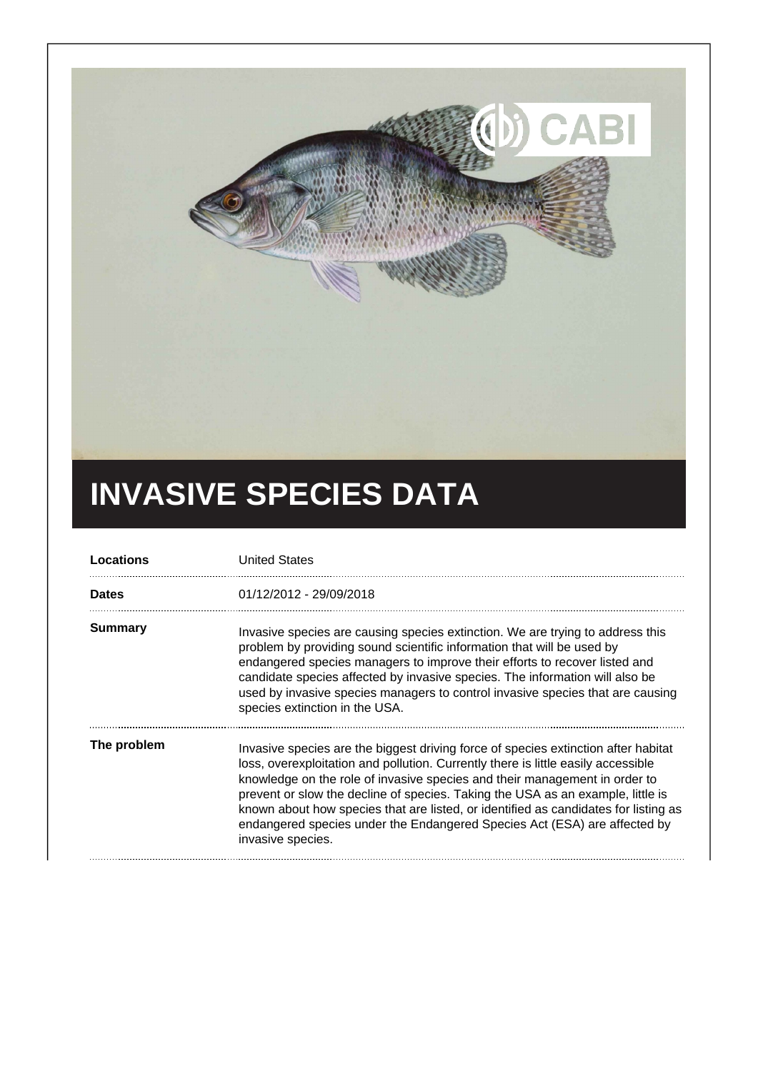# INVASIVE SPECIES DATA

| | |
|---|---|
| **Locations** | United States |
| **Dates** | 01/12/2012 - 29/09/2018 |
| **Summary** | Invasive species are causing species extinction. We are trying to address this problem by providing sound scientific information that will be used by endangered species managers to improve their efforts to recover listed and candidate species affected by invasive species. The information will also be used by invasive species managers to control invasive species that are causing species extinction in the USA. |
| **The problem** | Invasive species are the biggest driving force of species extinction after habitat loss, overexploitation and pollution. Currently there is little easily accessible knowledge on the role of invasive species and their management in order to prevent or slow the decline of species. Taking the USA as an example, little is known about how species that are listed, or identified as candidates for listing as endangered species under the Endangered Species Act (ESA) are affected by invasive species. |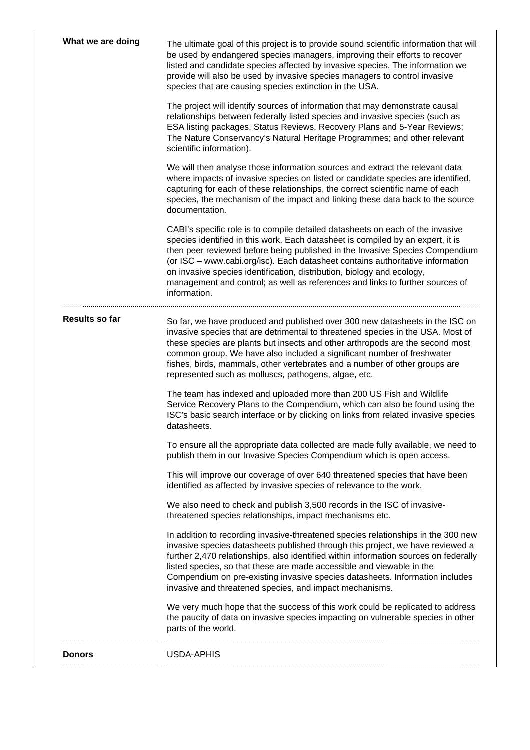## What we are doing

The ultimate goal of this project is to provide sound scientific information that will be used by endangered species managers, improving their efforts to recover listed and candidate species affected by invasive species. The information we provide will also be used by invasive species managers to control invasive species that are causing species extinction in the USA.

The project will identify sources of information that may demonstrate causal relationships between federally listed species and invasive species (such as ESA listing packages, Status Reviews, Recovery Plans and 5-Year Reviews; The Nature Conservancy's Natural Heritage Programmes; and other relevant scientific information).

We will then analyse those information sources and extract the relevant data where impacts of invasive species on listed or candidate species are identified, capturing for each of these relationships, the correct scientific name of each species, the mechanism of the impact and linking these data back to the source documentation.

CABI's specific role is to compile detailed datasheets on each of the invasive species identified in this work. Each datasheet is compiled by an expert, it is then peer reviewed before being published in the Invasive Species Compendium (or ISC – www.cabi.org/isc). Each datasheet contains authoritative information on invasive species identification, distribution, biology and ecology, management and control; as well as references and links to further sources of information.

## Results so far

So far, we have produced and published over 300 new datasheets in the ISC on invasive species that are detrimental to threatened species in the USA. Most of these species are plants but insects and other arthropods are the second most common group. We have also included a significant number of freshwater fishes, birds, mammals, other vertebrates and a number of other groups are represented such as molluscs, pathogens, algae, etc.

The team has indexed and uploaded more than 200 US Fish and Wildlife Service Recovery Plans to the Compendium, which can also be found using the ISC's basic search interface or by clicking on links from related invasive species datasheets.

To ensure all the appropriate data collected are made fully available, we need to publish them in our Invasive Species Compendium which is open access.

This will improve our coverage of over 640 threatened species that have been identified as affected by invasive species of relevance to the work.

We also need to check and publish 3,500 records in the ISC of invasive-threatened species relationships, impact mechanisms etc.

In addition to recording invasive-threatened species relationships in the 300 new invasive species datasheets published through this project, we have reviewed a further 2,470 relationships, also identified within information sources on federally listed species, so that these are made accessible and viewable in the Compendium on pre-existing invasive species datasheets. Information includes invasive and threatened species, and impact mechanisms.

We very much hope that the success of this work could be replicated to address the paucity of data on invasive species impacting on vulnerable species in other parts of the world.

## Donors

USDA-APHIS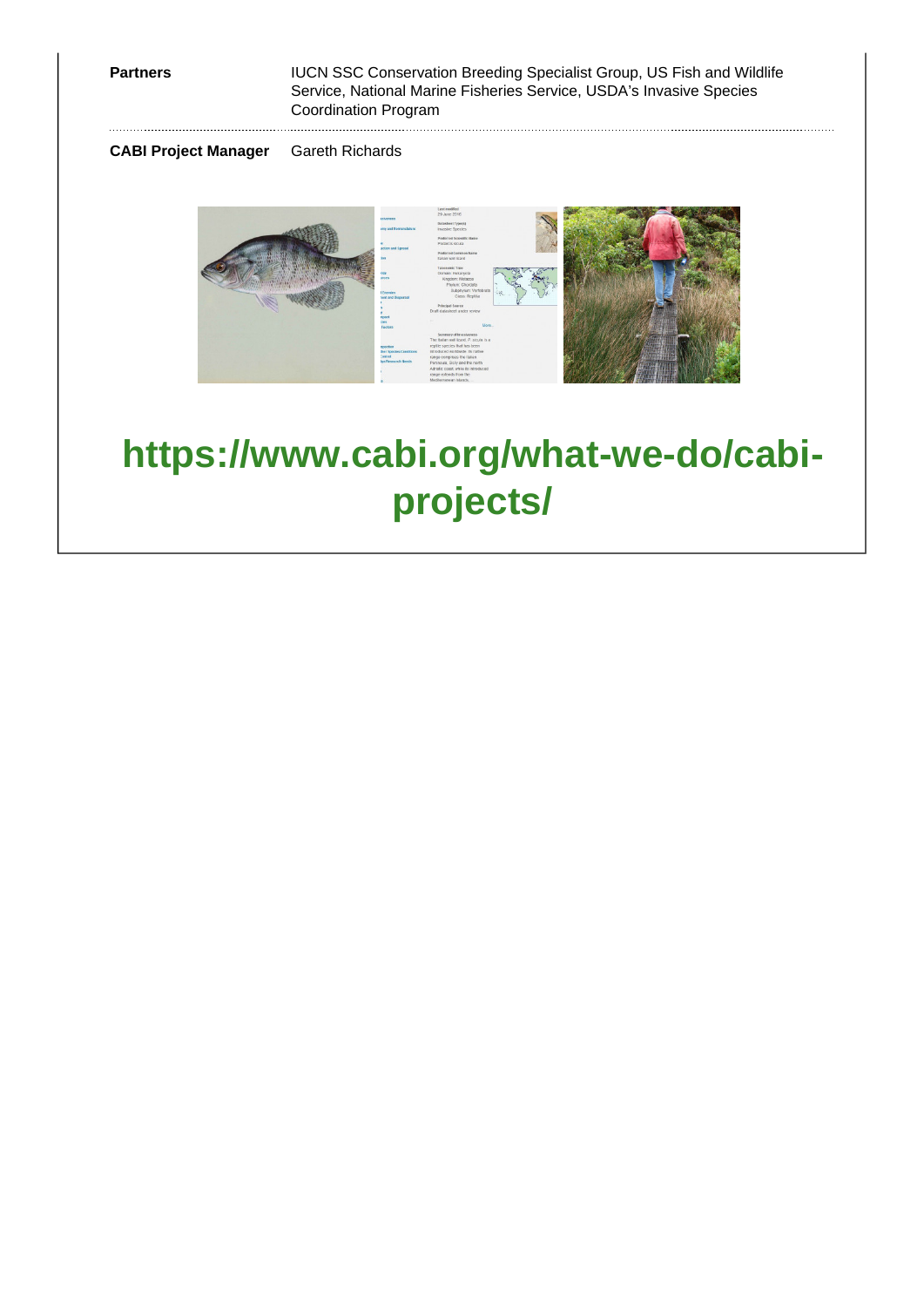| | |
|---|---|
| **Partners** | IUCN SSC Conservation Breeding Specialist Group, US Fish and Wildlife Service, National Marine Fisheries Service, USDA's Invasive Species Coordination Program |
| **CABI Project Manager** | Gareth Richards |

## https://www.cabi.org/what-we-do/cabi-projects/